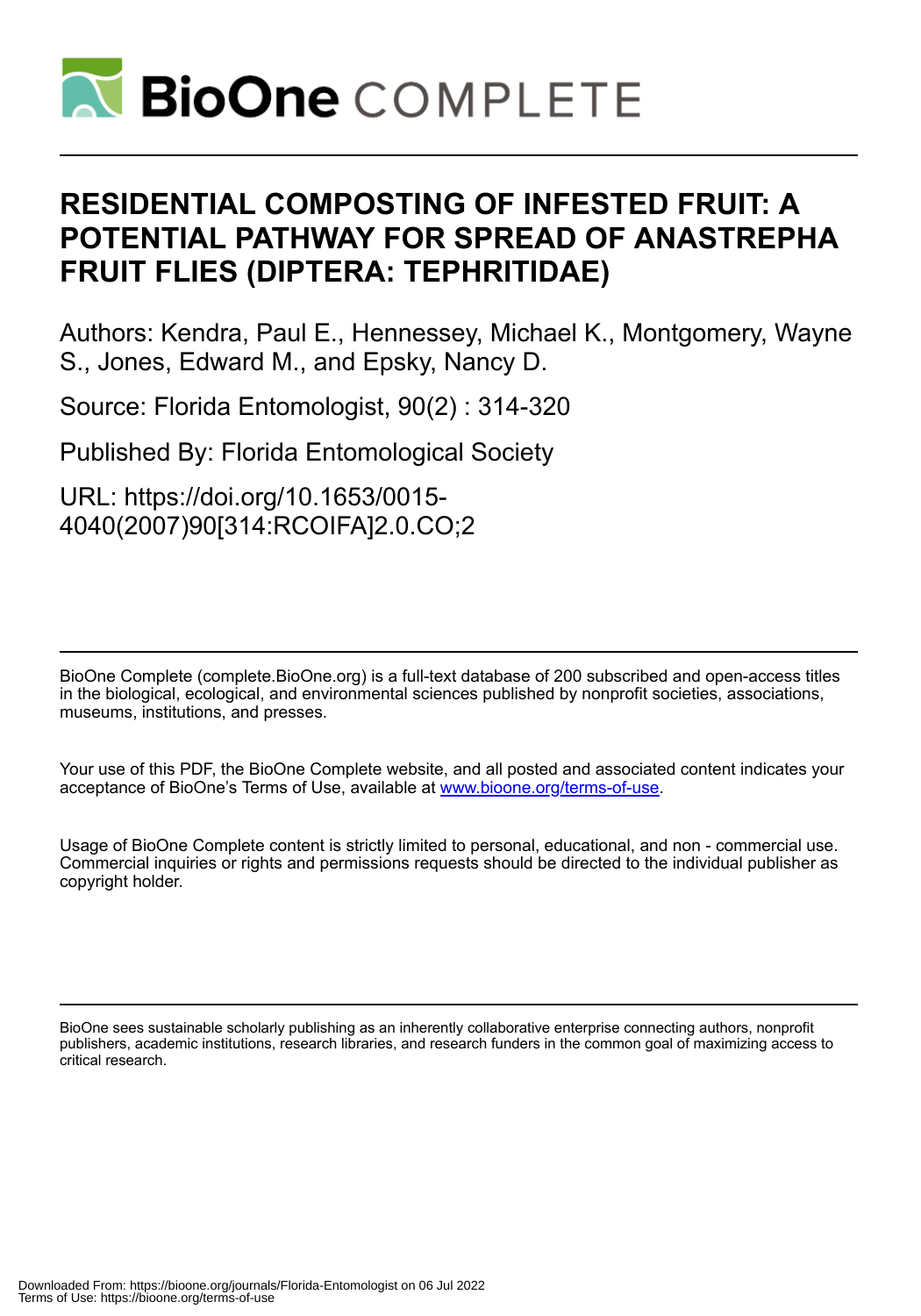# RESIDENTIAL COMPOSTING OF INFESTED FRUIT: A POTENTIAL PATHWAY FOR SPREAD OF ANASTREPHA FRUIT FLIES (DIPTERA: TEPHRITIDAE)

Authors: Kendra, Paul E., Hennessey, Michael K., Montgomery, Wayne S., Jones, Edward M., and Epsky, Nancy D.

Source: Florida Entomologist, 90(2) : 314-320

Published By: Florida Entomological Society

URL: https://doi.org/10.1653/0015-4040(2007)90[314:RCOIFA]2.0.CO;2

BioOne Complete (complete.BioOne.org) is a full-text database of 200 subscribed and open-access titles in the biological, ecological, and environmental sciences published by nonprofit societies, associations, museums, institutions, and presses.

Your use of this PDF, the BioOne Complete website, and all posted and associated content indicates your acceptance of BioOne's Terms of Use, available at www.bioone.org/terms-of-use.

Usage of BioOne Complete content is strictly limited to personal, educational, and non - commercial use. Commercial inquiries or rights and permissions requests should be directed to the individual publisher as copyright holder.

BioOne sees sustainable scholarly publishing as an inherently collaborative enterprise connecting authors, nonprofit publishers, academic institutions, research libraries, and research funders in the common goal of maximizing access to critical research.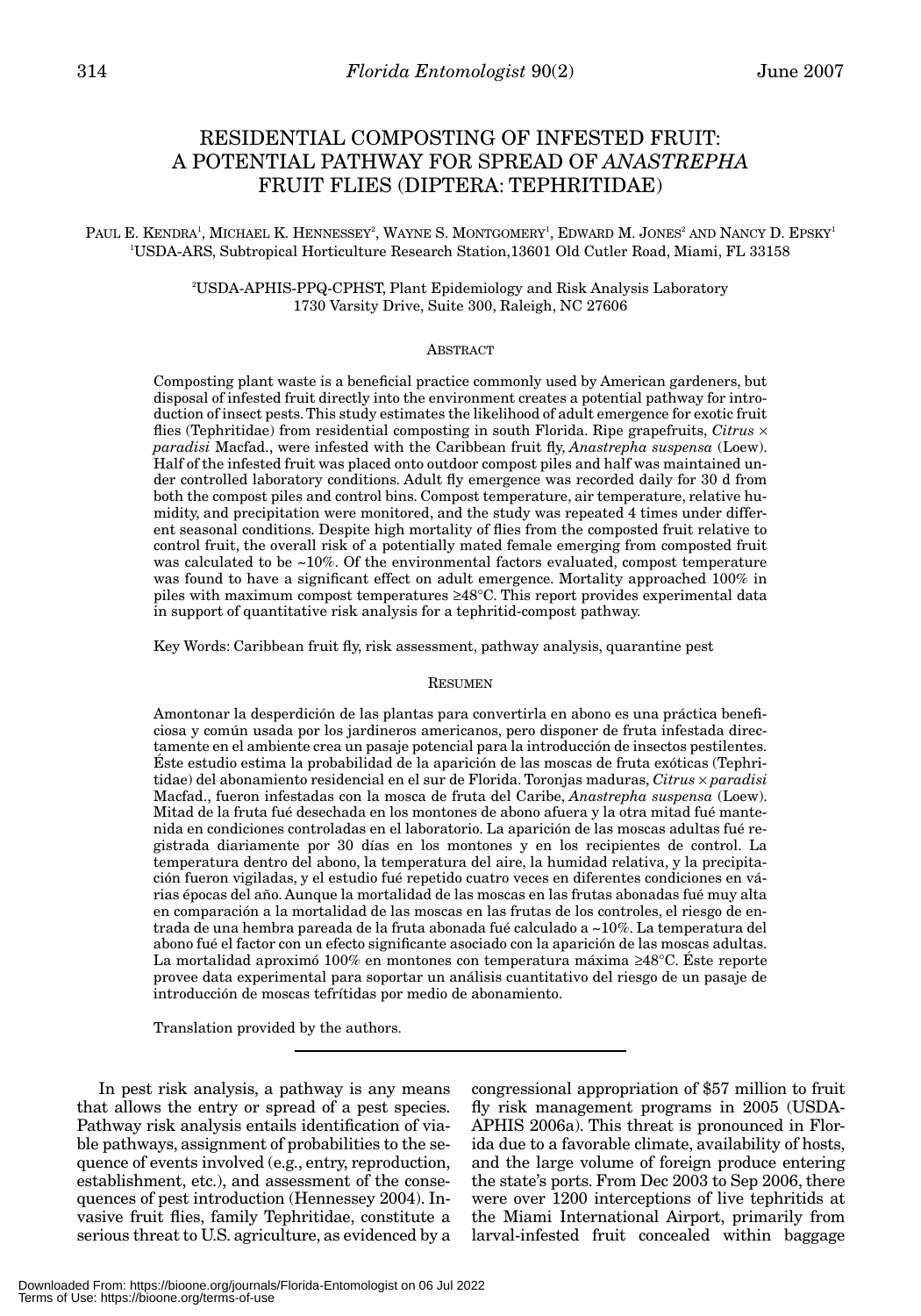# RESIDENTIAL COMPOSTING OF INFESTED FRUIT: A POTENTIAL PATHWAY FOR SPREAD OF *ANASTREPHA* FRUIT FLIES (DIPTERA: TEPHRITIDAE)

PAUL E. KENDRA[1], MICHAEL K. HENNESSEY[2], WAYNE S. MONTGOMERY[1], EDWARD M. JONES[2] AND NANCY D. EPSKY[1]

[1]USDA-ARS, Subtropical Horticulture Research Station,13601 Old Cutler Road, Miami, FL 33158

[2]USDA-APHIS-PPQ-CPHST, Plant Epidemiology and Risk Analysis Laboratory 1730 Varsity Drive, Suite 300, Raleigh, NC 27606

## ABSTRACT

Composting plant waste is a beneficial practice commonly used by American gardeners, but disposal of infested fruit directly into the environment creates a potential pathway for introduction of insect pests. This study estimates the likelihood of adult emergence for exotic fruit flies (Tephritidae) from residential composting in south Florida. Ripe grapefruits, *Citrus* × *paradisi* Macfad., were infested with the Caribbean fruit fly, *Anastrepha suspensa* (Loew). Half of the infested fruit was placed onto outdoor compost piles and half was maintained under controlled laboratory conditions. Adult fly emergence was recorded daily for 30 d from both the compost piles and control bins. Compost temperature, air temperature, relative humidity, and precipitation were monitored, and the study was repeated 4 times under different seasonal conditions. Despite high mortality of flies from the composted fruit relative to control fruit, the overall risk of a potentially mated female emerging from composted fruit was calculated to be ~10%. Of the environmental factors evaluated, compost temperature was found to have a significant effect on adult emergence. Mortality approached 100% in piles with maximum compost temperatures ≥48°C. This report provides experimental data in support of quantitative risk analysis for a tephritid-compost pathway.

Key Words: Caribbean fruit fly, risk assessment, pathway analysis, quarantine pest

## RESUMEN

Amontonar la desperdición de las plantas para convertirla en abono es una práctica beneficiosa y común usada por los jardineros americanos, pero disponer de fruta infestada directamente en el ambiente crea un pasaje potencial para la introducción de insectos pestilentes. Éste estudio estima la probabilidad de la aparición de las moscas de fruta exóticas (Tephritidae) del abonamiento residencial en el sur de Florida. Toronjas maduras, *Citrus* × *paradisi* Macfad., fueron infestadas con la mosca de fruta del Caribe, *Anastrepha suspensa* (Loew). Mitad de la fruta fué desechada en los montones de abono afuera y la otra mitad fué mantenida en condiciones controladas en el laboratorio. La aparición de las moscas adultas fué registrada diariamente por 30 días en los montones y en los recipientes de control. La temperatura dentro del abono, la temperatura del aire, la humidad relativa, y la precipitación fueron vigiladas, y el estudio fué repetido cuatro veces en diferentes condiciones en várias épocas del año. Aunque la mortalidad de las moscas en las frutas abonadas fué muy alta en comparación a la mortalidad de las moscas en las frutas de los controles, el riesgo de entrada de una hembra pareada de la fruta abonada fué calculado a ~10%. La temperatura del abono fué el factor con un efecto significante asociado con la aparición de las moscas adultas. La mortalidad aproximó 100% en montones con temperatura máxima ≥48°C. Éste reporte provee data experimental para soportar un análisis cuantitativo del riesgo de un pasaje de introducción de moscas tefrítidas por medio de abonamiento.

Translation provided by the authors.

---

In pest risk analysis, a pathway is any means that allows the entry or spread of a pest species. Pathway risk analysis entails identification of viable pathways, assignment of probabilities to the sequence of events involved (e.g., entry, reproduction, establishment, etc.), and assessment of the consequences of pest introduction (Hennessey 2004). Invasive fruit flies, family Tephritidae, constitute a serious threat to U.S. agriculture, as evidenced by a congressional appropriation of $57 million to fruit fly risk management programs in 2005 (USDA-APHIS 2006a). This threat is pronounced in Florida due to a favorable climate, availability of hosts, and the large volume of foreign produce entering the state's ports. From Dec 2003 to Sep 2006, there were over 1200 interceptions of live tephritids at the Miami International Airport, primarily from larval-infested fruit concealed within baggage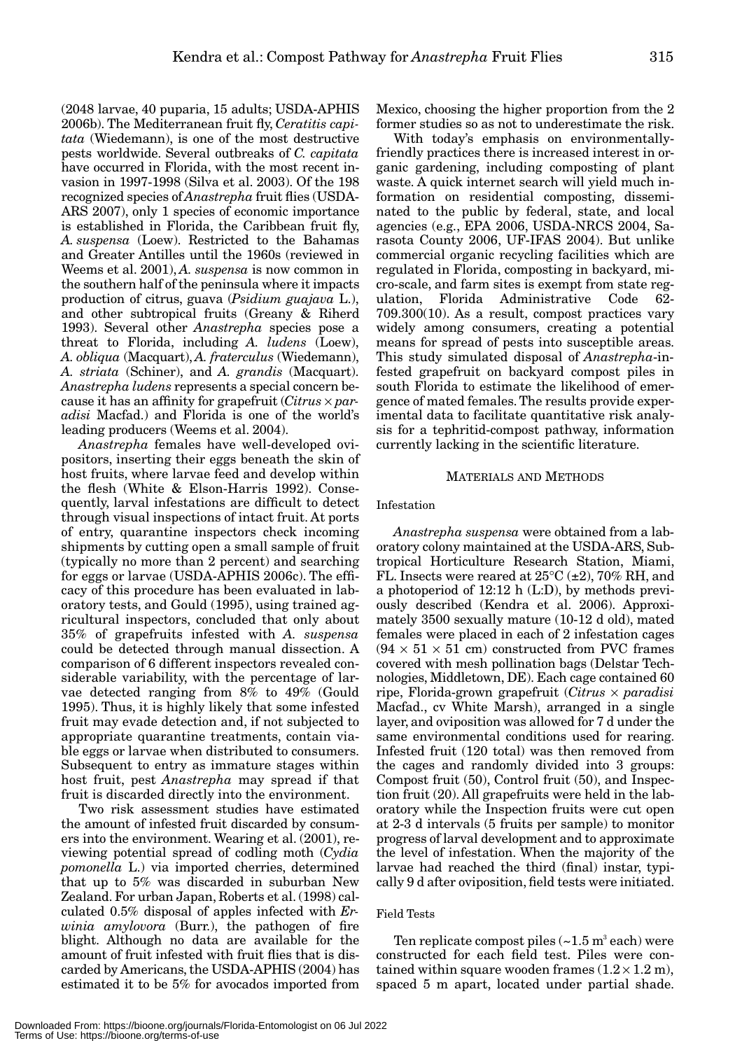(2048 larvae, 40 puparia, 15 adults; USDA-APHIS 2006b). The Mediterranean fruit fly, *Ceratitis capitata* (Wiedemann), is one of the most destructive pests worldwide. Several outbreaks of *C. capitata* have occurred in Florida, with the most recent invasion in 1997-1998 (Silva et al. 2003). Of the 198 recognized species of *Anastrepha* fruit flies (USDA-ARS 2007), only 1 species of economic importance is established in Florida, the Caribbean fruit fly, *A. suspensa* (Loew). Restricted to the Bahamas and Greater Antilles until the 1960s (reviewed in Weems et al. 2001), *A. suspensa* is now common in the southern half of the peninsula where it impacts production of citrus, guava (*Psidium guajava* L.), and other subtropical fruits (Greany & Riherd 1993). Several other *Anastrepha* species pose a threat to Florida, including *A. ludens* (Loew), *A. obliqua* (Macquart), *A. fraterculus* (Wiedemann), *A. striata* (Schiner), and *A. grandis* (Macquart). *Anastrepha ludens* represents a special concern because it has an affinity for grapefruit (*Citrus* × *paradisi* Macfad.) and Florida is one of the world's leading producers (Weems et al. 2004).

*Anastrepha* females have well-developed ovipositors, inserting their eggs beneath the skin of host fruits, where larvae feed and develop within the flesh (White & Elson-Harris 1992). Consequently, larval infestations are difficult to detect through visual inspections of intact fruit. At ports of entry, quarantine inspectors check incoming shipments by cutting open a small sample of fruit (typically no more than 2 percent) and searching for eggs or larvae (USDA-APHIS 2006c). The efficacy of this procedure has been evaluated in laboratory tests, and Gould (1995), using trained agricultural inspectors, concluded that only about 35% of grapefruits infested with *A. suspensa* could be detected through manual dissection. A comparison of 6 different inspectors revealed considerable variability, with the percentage of larvae detected ranging from 8% to 49% (Gould 1995). Thus, it is highly likely that some infested fruit may evade detection and, if not subjected to appropriate quarantine treatments, contain viable eggs or larvae when distributed to consumers. Subsequent to entry as immature stages within host fruit, pest *Anastrepha* may spread if that fruit is discarded directly into the environment.

Two risk assessment studies have estimated the amount of infested fruit discarded by consumers into the environment. Wearing et al. (2001), reviewing potential spread of codling moth (*Cydia pomonella* L.) via imported cherries, determined that up to 5% was discarded in suburban New Zealand. For urban Japan, Roberts et al. (1998) calculated 0.5% disposal of apples infected with *Erwinia amylovora* (Burr.), the pathogen of fire blight. Although no data are available for the amount of fruit infested with fruit flies that is discarded by Americans, the USDA-APHIS (2004) has estimated it to be 5% for avocados imported from Mexico, choosing the higher proportion from the 2 former studies so as not to underestimate the risk.

With today's emphasis on environmentally-friendly practices there is increased interest in organic gardening, including composting of plant waste. A quick internet search will yield much information on residential composting, disseminated to the public by federal, state, and local agencies (e.g., EPA 2006, USDA-NRCS 2004, Sarasota County 2006, UF-IFAS 2004). But unlike commercial organic recycling facilities which are regulated in Florida, composting in backyard, micro-scale, and farm sites is exempt from state regulation, Florida Administrative Code 62-709.300(10). As a result, compost practices vary widely among consumers, creating a potential means for spread of pests into susceptible areas. This study simulated disposal of *Anastrepha*-infested grapefruit on backyard compost piles in south Florida to estimate the likelihood of emergence of mated females. The results provide experimental data to facilitate quantitative risk analysis for a tephritid-compost pathway, information currently lacking in the scientific literature.

## MATERIALS AND METHODS

### Infestation

*Anastrepha suspensa* were obtained from a laboratory colony maintained at the USDA-ARS, Subtropical Horticulture Research Station, Miami, FL. Insects were reared at 25°C (±2), 70% RH, and a photoperiod of 12:12 h (L:D), by methods previously described (Kendra et al. 2006). Approximately 3500 sexually mature (10-12 d old), mated females were placed in each of 2 infestation cages ($94 \times 51 \times 51$ cm) constructed from PVC frames covered with mesh pollination bags (Delstar Technologies, Middletown, DE). Each cage contained 60 ripe, Florida-grown grapefruit (*Citrus* × *paradisi* Macfad., cv White Marsh), arranged in a single layer, and oviposition was allowed for 7 d under the same environmental conditions used for rearing. Infested fruit (120 total) was then removed from the cages and randomly divided into 3 groups: Compost fruit (50), Control fruit (50), and Inspection fruit (20). All grapefruits were held in the laboratory while the Inspection fruits were cut open at 2-3 d intervals (5 fruits per sample) to monitor progress of larval development and to approximate the level of infestation. When the majority of the larvae had reached the third (final) instar, typically 9 d after oviposition, field tests were initiated.

### Field Tests

Ten replicate compost piles (~1.5 $m^3$ each) were constructed for each field test. Piles were contained within square wooden frames ($1.2 \times 1.2$ m), spaced 5 m apart, located under partial shade.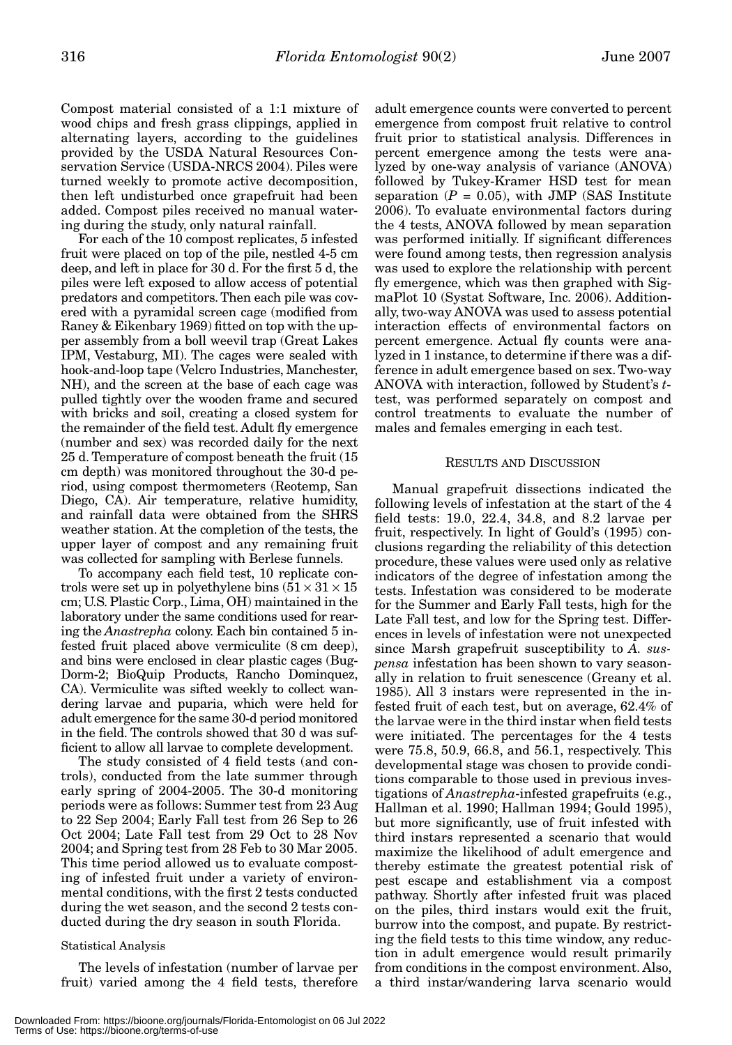Compost material consisted of a 1:1 mixture of wood chips and fresh grass clippings, applied in alternating layers, according to the guidelines provided by the USDA Natural Resources Conservation Service (USDA-NRCS 2004). Piles were turned weekly to promote active decomposition, then left undisturbed once grapefruit had been added. Compost piles received no manual watering during the study, only natural rainfall.

For each of the 10 compost replicates, 5 infested fruit were placed on top of the pile, nestled 4-5 cm deep, and left in place for 30 d. For the first 5 d, the piles were left exposed to allow access of potential predators and competitors. Then each pile was covered with a pyramidal screen cage (modified from Raney & Eikenbary 1969) fitted on top with the upper assembly from a boll weevil trap (Great Lakes IPM, Vestaburg, MI). The cages were sealed with hook-and-loop tape (Velcro Industries, Manchester, NH), and the screen at the base of each cage was pulled tightly over the wooden frame and secured with bricks and soil, creating a closed system for the remainder of the field test. Adult fly emergence (number and sex) was recorded daily for the next 25 d. Temperature of compost beneath the fruit (15 cm depth) was monitored throughout the 30-d period, using compost thermometers (Reotemp, San Diego, CA). Air temperature, relative humidity, and rainfall data were obtained from the SHRS weather station. At the completion of the tests, the upper layer of compost and any remaining fruit was collected for sampling with Berlese funnels.

To accompany each field test, 10 replicate controls were set up in polyethylene bins ($51 \times 31 \times 15$ cm; U.S. Plastic Corp., Lima, OH) maintained in the laboratory under the same conditions used for rearing the *Anastrepha* colony. Each bin contained 5 infested fruit placed above vermiculite (8 cm deep), and bins were enclosed in clear plastic cages (Bug-Dorm-2; BioQuip Products, Rancho Dominquez, CA). Vermiculite was sifted weekly to collect wandering larvae and puparia, which were held for adult emergence for the same 30-d period monitored in the field. The controls showed that 30 d was sufficient to allow all larvae to complete development.

The study consisted of 4 field tests (and controls), conducted from the late summer through early spring of 2004-2005. The 30-d monitoring periods were as follows: Summer test from 23 Aug to 22 Sep 2004; Early Fall test from 26 Sep to 26 Oct 2004; Late Fall test from 29 Oct to 28 Nov 2004; and Spring test from 28 Feb to 30 Mar 2005. This time period allowed us to evaluate composting of infested fruit under a variety of environmental conditions, with the first 2 tests conducted during the wet season, and the second 2 tests conducted during the dry season in south Florida.

### Statistical Analysis

The levels of infestation (number of larvae per fruit) varied among the 4 field tests, therefore adult emergence counts were converted to percent emergence from compost fruit relative to control fruit prior to statistical analysis. Differences in percent emergence among the tests were analyzed by one-way analysis of variance (ANOVA) followed by Tukey-Kramer HSD test for mean separation ($P = 0.05$), with JMP (SAS Institute 2006). To evaluate environmental factors during the 4 tests, ANOVA followed by mean separation was performed initially. If significant differences were found among tests, then regression analysis was used to explore the relationship with percent fly emergence, which was then graphed with SigmaPlot 10 (Systat Software, Inc. 2006). Additionally, two-way ANOVA was used to assess potential interaction effects of environmental factors on percent emergence. Actual fly counts were analyzed in 1 instance, to determine if there was a difference in adult emergence based on sex. Two-way ANOVA with interaction, followed by Student's $t$-test, was performed separately on compost and control treatments to evaluate the number of males and females emerging in each test.

## RESULTS AND DISCUSSION

Manual grapefruit dissections indicated the following levels of infestation at the start of the 4 field tests: 19.0, 22.4, 34.8, and 8.2 larvae per fruit, respectively. In light of Gould's (1995) conclusions regarding the reliability of this detection procedure, these values were used only as relative indicators of the degree of infestation among the tests. Infestation was considered to be moderate for the Summer and Early Fall tests, high for the Late Fall test, and low for the Spring test. Differences in levels of infestation were not unexpected since Marsh grapefruit susceptibility to *A. suspensa* infestation has been shown to vary seasonally in relation to fruit senescence (Greany et al. 1985). All 3 instars were represented in the infested fruit of each test, but on average, 62.4% of the larvae were in the third instar when field tests were initiated. The percentages for the 4 tests were 75.8, 50.9, 66.8, and 56.1, respectively. This developmental stage was chosen to provide conditions comparable to those used in previous investigations of *Anastrepha*-infested grapefruits (e.g., Hallman et al. 1990; Hallman 1994; Gould 1995), but more significantly, use of fruit infested with third instars represented a scenario that would maximize the likelihood of adult emergence and thereby estimate the greatest potential risk of pest escape and establishment via a compost pathway. Shortly after infested fruit was placed on the piles, third instars would exit the fruit, burrow into the compost, and pupate. By restricting the field tests to this time window, any reduction in adult emergence would result primarily from conditions in the compost environment. Also, a third instar/wandering larva scenario would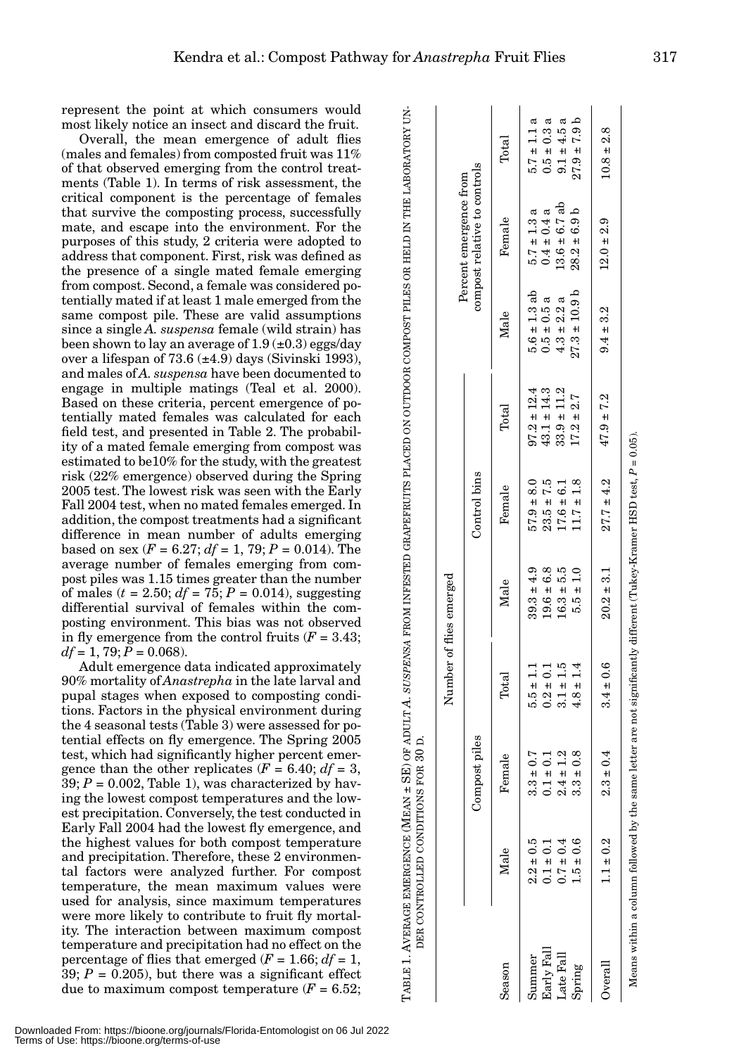represent the point at which consumers would most likely notice an insect and discard the fruit.

Overall, the mean emergence of adult flies (males and females) from composted fruit was 11% of that observed emerging from the control treatments (Table 1). In terms of risk assessment, the critical component is the percentage of females that survive the composting process, successfully mate, and escape into the environment. For the purposes of this study, 2 criteria were adopted to address that component. First, risk was defined as the presence of a single mated female emerging from compost. Second, a female was considered potentially mated if at least 1 male emerged from the same compost pile. These are valid assumptions since a single *A. suspensa* female (wild strain) has been shown to lay an average of 1.9 (±0.3) eggs/day over a lifespan of 73.6 (±4.9) days (Sivinski 1993), and males of *A. suspensa* have been documented to engage in multiple matings (Teal et al. 2000). Based on these criteria, percent emergence of potentially mated females was calculated for each field test, and presented in Table 2. The probability of a mated female emerging from compost was estimated to be10% for the study, with the greatest risk (22% emergence) observed during the Spring 2005 test. The lowest risk was seen with the Early Fall 2004 test, when no mated females emerged. In addition, the compost treatments had a significant difference in mean number of adults emerging based on sex ($F = 6.27$; $df = 1, 79$; $P = 0.014$). The average number of females emerging from compost piles was 1.15 times greater than the number of males ($t = 2.50$; $df = 75$; $P = 0.014$), suggesting differential survival of females within the composting environment. This bias was not observed in fly emergence from the control fruits ($F = 3.43$; $df = 1, 79$; $P = 0.068$).

Adult emergence data indicated approximately 90% mortality of *Anastrepha* in the late larval and pupal stages when exposed to composting conditions. Factors in the physical environment during the 4 seasonal tests (Table 3) were assessed for potential effects on fly emergence. The Spring 2005 test, which had significantly higher percent emergence than the other replicates ($F = 6.40$; $df = 3, 39$; $P = 0.002$, Table 1), was characterized by having the lowest compost temperatures and the lowest precipitation. Conversely, the test conducted in Early Fall 2004 had the lowest fly emergence, and the highest values for both compost temperature and precipitation. Therefore, these 2 environmental factors were analyzed further. For compost temperature, the mean maximum values were used for analysis, since maximum temperatures were more likely to contribute to fruit fly mortality. The interaction between maximum compost temperature and precipitation had no effect on the percentage of flies that emerged ($F = 1.66$; $df = 1, 39$; $P = 0.205$), but there was a significant effect due to maximum compost temperature ($F = 6.52$;

Table 1. Average emergence (Mean ± SE) of adult *A. suspensa* from infested grapefruits placed on outdoor compost piles or held in the laboratory under controlled conditions for 30 d.

| Season | Number of flies emerged | | | | | | Percent emergence from compost relative to controls | | |
|---|---|---|---|---|---|---|---|---|---|
| | Compost piles | | | Control bins | | | | | |
| | Male | Female | Total | Male | Female | Total | Male | Female | Total |
| Summer | 2.2 ± 0.5 | 3.3 ± 0.7 | 5.5 ± 1.1 | 39.3 ± 4.9 | 57.9 ± 8.0 | 97.2 ± 12.4 | 5.6 ± 1.3 ab | 5.7 ± 1.3 a | 5.7 ± 1.1 a |
| Early Fall | 0.1 ± 0.1 | 0.1 ± 0.1 | 0.2 ± 0.1 | 19.6 ± 6.8 | 23.5 ± 7.5 | 43.1 ± 14.3 | 0.5 ± 0.5 a | 0.4 ± 0.4 a | 0.5 ± 0.3 a |
| Late Fall | 0.7 ± 0.4 | 2.4 ± 1.2 | 3.1 ± 1.5 | 16.3 ± 5.5 | 17.6 ± 6.1 | 33.9 ± 11.2 | 4.3 ± 2.2 a | 13.6 ± 6.7 ab | 9.1 ± 4.5 a |
| Spring | 1.5 ± 0.6 | 3.3 ± 0.8 | 4.8 ± 1.4 | 5.5 ± 1.0 | 11.7 ± 1.8 | 17.2 ± 2.7 | 27.3 ± 10.9 b | 28.2 ± 6.9 b | 27.9 ± 7.9 b |
| Overall | 1.1 ± 0.2 | 2.3 ± 0.4 | 3.4 ± 0.6 | 20.2 ± 3.1 | 27.7 ± 4.2 | 47.9 ± 7.2 | 9.4 ± 3.2 | 12.0 ± 2.9 | 10.8 ± 2.8 |

Means within a column followed by the same letter are not significantly different (Tukey-Kramer HSD test, $P = 0.05$).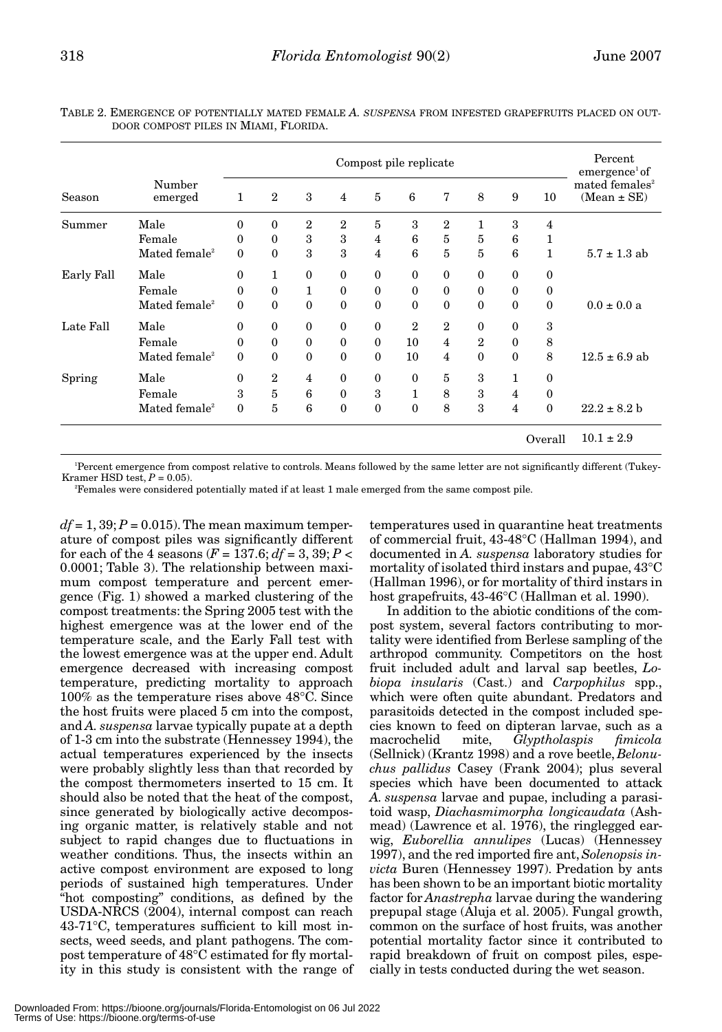TABLE 2. EMERGENCE OF POTENTIALLY MATED FEMALE *A. SUSPENSA* FROM INFESTED GRAPEFRUITS PLACED ON OUTDOOR COMPOST PILES IN MIAMI, FLORIDA.

| Season | Number emerged | Compost pile replicate | | | | | | | | | | Percent emergence[1] of mated females[2] (Mean ± SE) |
|---|---|---|---|---|---|---|---|---|---|---|---|---|
| | | 1 | 2 | 3 | 4 | 5 | 6 | 7 | 8 | 9 | 10 | |
| Summer | Male | 0 | 0 | 2 | 2 | 5 | 3 | 2 | 1 | 3 | 4 | |
| | Female | 0 | 0 | 3 | 3 | 4 | 6 | 5 | 5 | 6 | 1 | |
| | Mated female[2] | 0 | 0 | 3 | 3 | 4 | 6 | 5 | 5 | 6 | 1 | 5.7 ± 1.3 ab |
| Early Fall | Male | 0 | 1 | 0 | 0 | 0 | 0 | 0 | 0 | 0 | 0 | |
| | Female | 0 | 0 | 1 | 0 | 0 | 0 | 0 | 0 | 0 | 0 | |
| | Mated female[2] | 0 | 0 | 0 | 0 | 0 | 0 | 0 | 0 | 0 | 0 | 0.0 ± 0.0 a |
| Late Fall | Male | 0 | 0 | 0 | 0 | 0 | 2 | 2 | 0 | 0 | 3 | |
| | Female | 0 | 0 | 0 | 0 | 0 | 10 | 4 | 2 | 0 | 8 | |
| | Mated female[2] | 0 | 0 | 0 | 0 | 0 | 10 | 4 | 0 | 0 | 8 | 12.5 ± 6.9 ab |
| Spring | Male | 0 | 2 | 4 | 0 | 0 | 0 | 5 | 3 | 1 | 0 | |
| | Female | 3 | 5 | 6 | 0 | 3 | 1 | 8 | 3 | 4 | 0 | |
| | Mated female[2] | 0 | 5 | 6 | 0 | 0 | 0 | 8 | 3 | 4 | 0 | 22.2 ± 8.2 b |
| | | | | | | | | | | | Overall | 10.1 ± 2.9 |

[1]Percent emergence from compost relative to controls. Means followed by the same letter are not significantly different (Tukey-Kramer HSD test, $P = 0.05$).

[2]Females were considered potentially mated if at least 1 male emerged from the same compost pile.

$df = 1, 39$; $P = 0.015$). The mean maximum temperature of compost piles was significantly different for each of the 4 seasons ($F = 137.6$; $df = 3, 39$; $P < 0.0001$; Table 3). The relationship between maximum compost temperature and percent emergence (Fig. 1) showed a marked clustering of the compost treatments: the Spring 2005 test with the highest emergence was at the lower end of the temperature scale, and the Early Fall test with the lowest emergence was at the upper end. Adult emergence decreased with increasing compost temperature, predicting mortality to approach 100% as the temperature rises above 48°C. Since the host fruits were placed 5 cm into the compost, and *A. suspensa* larvae typically pupate at a depth of 1-3 cm into the substrate (Hennessey 1994), the actual temperatures experienced by the insects were probably slightly less than that recorded by the compost thermometers inserted to 15 cm. It should also be noted that the heat of the compost, since generated by biologically active decomposing organic matter, is relatively stable and not subject to rapid changes due to fluctuations in weather conditions. Thus, the insects within an active compost environment are exposed to long periods of sustained high temperatures. Under "hot composting" conditions, as defined by the USDA-NRCS (2004), internal compost can reach 43-71°C, temperatures sufficient to kill most insects, weed seeds, and plant pathogens. The compost temperature of 48°C estimated for fly mortality in this study is consistent with the range of temperatures used in quarantine heat treatments of commercial fruit, 43-48°C (Hallman 1994), and documented in *A. suspensa* laboratory studies for mortality of isolated third instars and pupae, 43°C (Hallman 1996), or for mortality of third instars in host grapefruits, 43-46°C (Hallman et al. 1990).

In addition to the abiotic conditions of the compost system, several factors contributing to mortality were identified from Berlese sampling of the arthropod community. Competitors on the host fruit included adult and larval sap beetles, *Lobiopa insularis* (Cast.) and *Carpophilus* spp., which were often quite abundant. Predators and parasitoids detected in the compost included species known to feed on dipteran larvae, such as a macrochelid mite, *Glyptholaspis fimicola* (Sellnick) (Krantz 1998) and a rove beetle, *Belonuchus pallidus* Casey (Frank 2004); plus several species which have been documented to attack *A. suspensa* larvae and pupae, including a parasitoid wasp, *Diachasmimorpha longicaudata* (Ashmead) (Lawrence et al. 1976), the ringlegged earwig, *Euborellia annulipes* (Lucas) (Hennessey 1997), and the red imported fire ant, *Solenopsis invicta* Buren (Hennessey 1997). Predation by ants has been shown to be an important biotic mortality factor for *Anastrepha* larvae during the wandering prepupal stage (Aluja et al. 2005). Fungal growth, common on the surface of host fruits, was another potential mortality factor since it contributed to rapid breakdown of fruit on compost piles, especially in tests conducted during the wet season.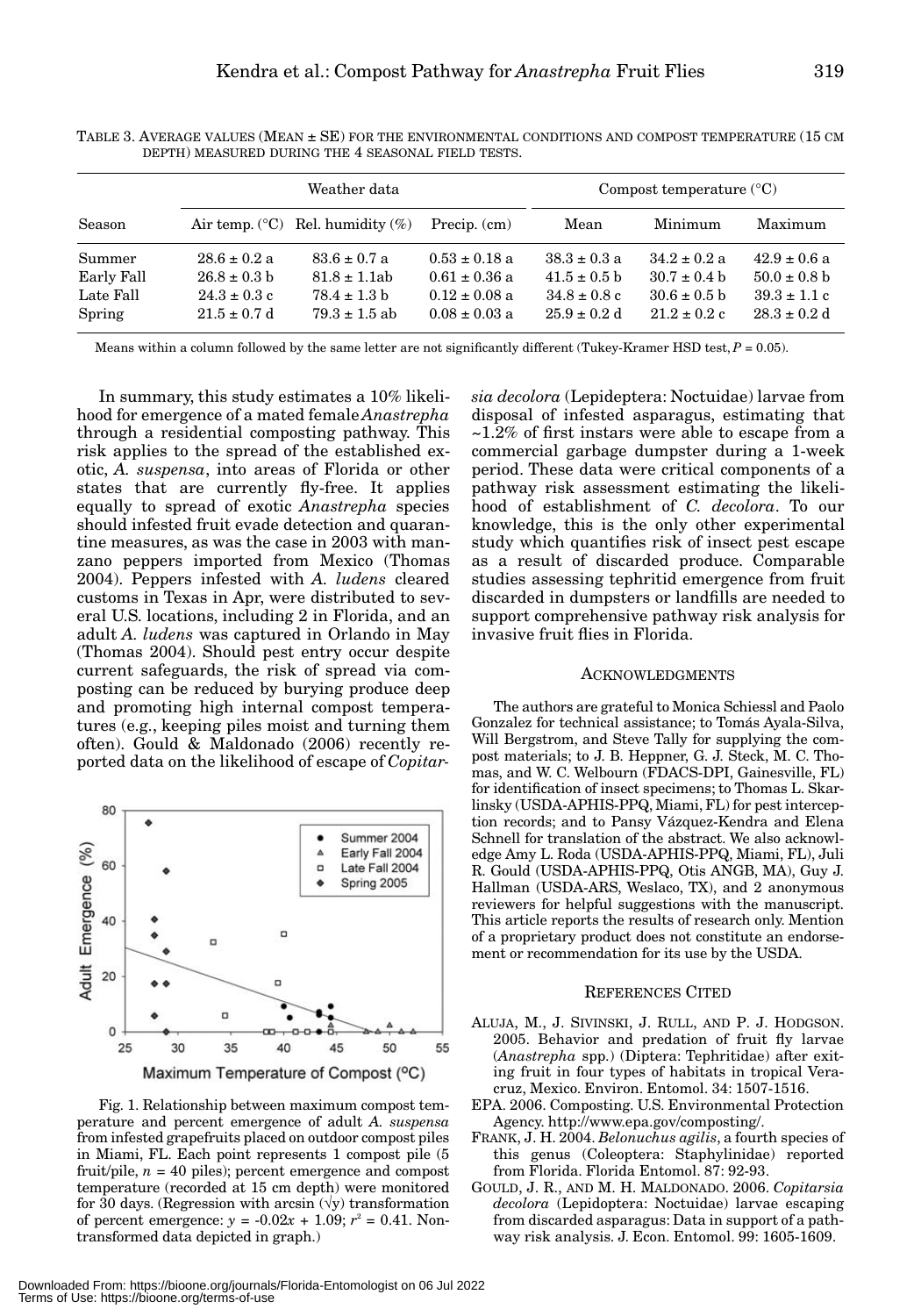TABLE 3. AVERAGE VALUES (MEAN ± SE) FOR THE ENVIRONMENTAL CONDITIONS AND COMPOST TEMPERATURE (15 CM DEPTH) MEASURED DURING THE 4 SEASONAL FIELD TESTS.

| Season | Weather data | | | Compost temperature (°C) | | |
|---|---|---|---|---|---|---|
| | Air temp. (°C) | Rel. humidity (%) | Precip. (cm) | Mean | Minimum | Maximum |
| Summer | 28.6 ± 0.2 a | 83.6 ± 0.7 a | 0.53 ± 0.18 a | 38.3 ± 0.3 a | 34.2 ± 0.2 a | 42.9 ± 0.6 a |
| Early Fall | 26.8 ± 0.3 b | 81.8 ± 1.1ab | 0.61 ± 0.36 a | 41.5 ± 0.5 b | 30.7 ± 0.4 b | 50.0 ± 0.8 b |
| Late Fall | 24.3 ± 0.3 c | 78.4 ± 1.3 b | 0.12 ± 0.08 a | 34.8 ± 0.8 c | 30.6 ± 0.5 b | 39.3 ± 1.1 c |
| Spring | 21.5 ± 0.7 d | 79.3 ± 1.5 ab | 0.08 ± 0.03 a | 25.9 ± 0.2 d | 21.2 ± 0.2 c | 28.3 ± 0.2 d |

Means within a column followed by the same letter are not significantly different (Tukey-Kramer HSD test, $P = 0.05$).

In summary, this study estimates a 10% likelihood for emergence of a mated female *Anastrepha* through a residential composting pathway. This risk applies to the spread of the established exotic, *A. suspensa*, into areas of Florida or other states that are currently fly-free. It applies equally to spread of exotic *Anastrepha* species should infested fruit evade detection and quarantine measures, as was the case in 2003 with manzano peppers imported from Mexico (Thomas 2004). Peppers infested with *A. ludens* cleared customs in Texas in Apr, were distributed to several U.S. locations, including 2 in Florida, and an adult *A. ludens* was captured in Orlando in May (Thomas 2004). Should pest entry occur despite current safeguards, the risk of spread via composting can be reduced by burying produce deep and promoting high internal compost temperatures (e.g., keeping piles moist and turning them often). Gould & Maldonado (2006) recently reported data on the likelihood of escape of *Copitarsia decolora* (Lepideptera: Noctuidae) larvae from disposal of infested asparagus, estimating that ~1.2% of first instars were able to escape from a commercial garbage dumpster during a 1-week period. These data were critical components of a pathway risk assessment estimating the likelihood of establishment of *C. decolora*. To our knowledge, this is the only other experimental study which quantifies risk of insect pest escape as a result of discarded produce. Comparable studies assessing tephritid emergence from fruit discarded in dumpsters or landfills are needed to support comprehensive pathway risk analysis for invasive fruit flies in Florida.

Fig. 1. Relationship between maximum compost temperature and percent emergence of adult *A. suspensa* from infested grapefruits placed on outdoor compost piles in Miami, FL. Each point represents 1 compost pile (5 fruit/pile, $n = 40$ piles); percent emergence and compost temperature (recorded at 15 cm depth) were monitored for 30 days. (Regression with arcsin ($\sqrt{y}$) transformation of percent emergence: $y = -0.02x + 1.09$; $r^2 = 0.41$. Nontransformed data depicted in graph.)

## ACKNOWLEDGMENTS

The authors are grateful to Monica Schiessl and Paolo Gonzalez for technical assistance; to Tomás Ayala-Silva, Will Bergstrom, and Steve Tally for supplying the compost materials; to J. B. Heppner, G. J. Steck, M. C. Thomas, and W. C. Welbourn (FDACS-DPI, Gainesville, FL) for identification of insect specimens; to Thomas L. Skarlinsky (USDA-APHIS-PPQ, Miami, FL) for pest interception records; and to Pansy Vázquez-Kendra and Elena Schnell for translation of the abstract. We also acknowledge Amy L. Roda (USDA-APHIS-PPQ, Miami, FL), Juli R. Gould (USDA-APHIS-PPQ, Otis ANGB, MA), Guy J. Hallman (USDA-ARS, Weslaco, TX), and 2 anonymous reviewers for helpful suggestions with the manuscript. This article reports the results of research only. Mention of a proprietary product does not constitute an endorsement or recommendation for its use by the USDA.

## REFERENCES CITED

ALUJA, M., J. SIVINSKI, J. RULL, AND P. J. HODGSON. 2005. Behavior and predation of fruit fly larvae (*Anastrepha* spp.) (Diptera: Tephritidae) after exiting fruit in four types of habitats in tropical Veracruz, Mexico. Environ. Entomol. 34: 1507-1516.

EPA. 2006. Composting. U.S. Environmental Protection Agency. http://www.epa.gov/composting/.

FRANK, J. H. 2004. *Belonuchus agilis*, a fourth species of this genus (Coleoptera: Staphylinidae) reported from Florida. Florida Entomol. 87: 92-93.

GOULD, J. R., AND M. H. MALDONADO. 2006. *Copitarsia decolora* (Lepidoptera: Noctuidae) larvae escaping from discarded asparagus: Data in support of a pathway risk analysis. J. Econ. Entomol. 99: 1605-1609.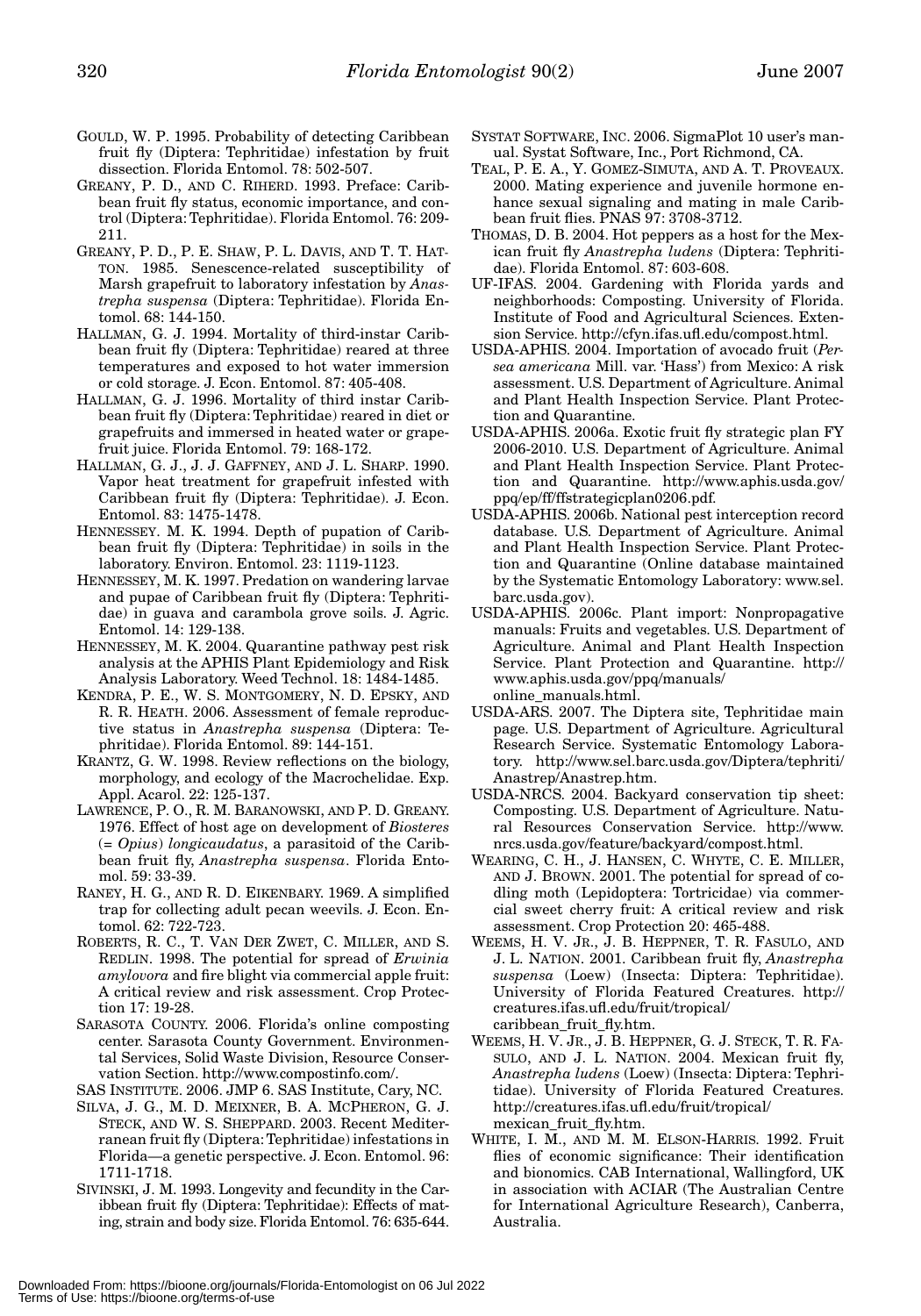GOULD, W. P. 1995. Probability of detecting Caribbean fruit fly (Diptera: Tephritidae) infestation by fruit dissection. Florida Entomol. 78: 502-507.

GREANY, P. D., AND C. RIHERD. 1993. Preface: Caribbean fruit fly status, economic importance, and control (Diptera: Tephritidae). Florida Entomol. 76: 209-211.

GREANY, P. D., P. E. SHAW, P. L. DAVIS, AND T. T. HATTON. 1985. Senescence-related susceptibility of Marsh grapefruit to laboratory infestation by *Anastrepha suspensa* (Diptera: Tephritidae). Florida Entomol. 68: 144-150.

HALLMAN, G. J. 1994. Mortality of third-instar Caribbean fruit fly (Diptera: Tephritidae) reared at three temperatures and exposed to hot water immersion or cold storage. J. Econ. Entomol. 87: 405-408.

HALLMAN, G. J. 1996. Mortality of third instar Caribbean fruit fly (Diptera: Tephritidae) reared in diet or grapefruits and immersed in heated water or grapefruit juice. Florida Entomol. 79: 168-172.

HALLMAN, G. J., J. J. GAFFNEY, AND J. L. SHARP. 1990. Vapor heat treatment for grapefruit infested with Caribbean fruit fly (Diptera: Tephritidae). J. Econ. Entomol. 83: 1475-1478.

HENNESSEY. M. K. 1994. Depth of pupation of Caribbean fruit fly (Diptera: Tephritidae) in soils in the laboratory. Environ. Entomol. 23: 1119-1123.

HENNESSEY, M. K. 1997. Predation on wandering larvae and pupae of Caribbean fruit fly (Diptera: Tephritidae) in guava and carambola grove soils. J. Agric. Entomol. 14: 129-138.

HENNESSEY, M. K. 2004. Quarantine pathway pest risk analysis at the APHIS Plant Epidemiology and Risk Analysis Laboratory. Weed Technol. 18: 1484-1485.

KENDRA, P. E., W. S. MONTGOMERY, N. D. EPSKY, AND R. R. HEATH. 2006. Assessment of female reproductive status in *Anastrepha suspensa* (Diptera: Tephritidae). Florida Entomol. 89: 144-151.

KRANTZ, G. W. 1998. Review reflections on the biology, morphology, and ecology of the Macrochelidae. Exp. Appl. Acarol. 22: 125-137.

LAWRENCE, P. O., R. M. BARANOWSKI, AND P. D. GREANY. 1976. Effect of host age on development of *Biosteres* (= *Opius*) *longicaudatus*, a parasitoid of the Caribbean fruit fly, *Anastrepha suspensa*. Florida Entomol. 59: 33-39.

RANEY, H. G., AND R. D. EIKENBARY. 1969. A simplified trap for collecting adult pecan weevils. J. Econ. Entomol. 62: 722-723.

ROBERTS, R. C., T. VAN DER ZWET, C. MILLER, AND S. REDLIN. 1998. The potential for spread of *Erwinia amylovora* and fire blight via commercial apple fruit: A critical review and risk assessment. Crop Protection 17: 19-28.

SARASOTA COUNTY. 2006. Florida's online composting center. Sarasota County Government. Environmental Services, Solid Waste Division, Resource Conservation Section. http://www.compostinfo.com/.

SAS INSTITUTE. 2006. JMP 6. SAS Institute, Cary, NC.

SILVA, J. G., M. D. MEIXNER, B. A. MCPHERON, G. J. STECK, AND W. S. SHEPPARD. 2003. Recent Mediterranean fruit fly (Diptera: Tephritidae) infestations in Florida—a genetic perspective. J. Econ. Entomol. 96: 1711-1718.

SIVINSKI, J. M. 1993. Longevity and fecundity in the Caribbean fruit fly (Diptera: Tephritidae): Effects of mating, strain and body size. Florida Entomol. 76: 635-644.

SYSTAT SOFTWARE, INC. 2006. SigmaPlot 10 user's manual. Systat Software, Inc., Port Richmond, CA.

TEAL, P. E. A., Y. GOMEZ-SIMUTA, AND A. T. PROVEAUX. 2000. Mating experience and juvenile hormone enhance sexual signaling and mating in male Caribbean fruit flies. PNAS 97: 3708-3712.

THOMAS, D. B. 2004. Hot peppers as a host for the Mexican fruit fly *Anastrepha ludens* (Diptera: Tephritidae). Florida Entomol. 87: 603-608.

UF-IFAS. 2004. Gardening with Florida yards and neighborhoods: Composting. University of Florida. Institute of Food and Agricultural Sciences. Extension Service. http://cfyn.ifas.ufl.edu/compost.html.

USDA-APHIS. 2004. Importation of avocado fruit (*Persea americana* Mill. var. 'Hass') from Mexico: A risk assessment. U.S. Department of Agriculture. Animal and Plant Health Inspection Service. Plant Protection and Quarantine.

USDA-APHIS. 2006a. Exotic fruit fly strategic plan FY 2006-2010. U.S. Department of Agriculture. Animal and Plant Health Inspection Service. Plant Protection and Quarantine. http://www.aphis.usda.gov/ppq/ep/ff/ffstrategicplan0206.pdf.

USDA-APHIS. 2006b. National pest interception record database. U.S. Department of Agriculture. Animal and Plant Health Inspection Service. Plant Protection and Quarantine (Online database maintained by the Systematic Entomology Laboratory: www.sel.barc.usda.gov).

USDA-APHIS. 2006c. Plant import: Nonpropagative manuals: Fruits and vegetables. U.S. Department of Agriculture. Animal and Plant Health Inspection Service. Plant Protection and Quarantine. http://www.aphis.usda.gov/ppq/manuals/online_manuals.html.

USDA-ARS. 2007. The Diptera site, Tephritidae main page. U.S. Department of Agriculture. Agricultural Research Service. Systematic Entomology Laboratory. http://www.sel.barc.usda.gov/Diptera/tephriti/Anastrep/Anastrep.htm.

USDA-NRCS. 2004. Backyard conservation tip sheet: Composting. U.S. Department of Agriculture. Natural Resources Conservation Service. http://www.nrcs.usda.gov/feature/backyard/compost.html.

WEARING, C. H., J. HANSEN, C. WHYTE, C. E. MILLER, AND J. BROWN. 2001. The potential for spread of codling moth (Lepidoptera: Tortricidae) via commercial sweet cherry fruit: A critical review and risk assessment. Crop Protection 20: 465-488.

WEEMS, H. V. JR., J. B. HEPPNER, T. R. FASULO, AND J. L. NATION. 2001. Caribbean fruit fly, *Anastrepha suspensa* (Loew) (Insecta: Diptera: Tephritidae). University of Florida Featured Creatures. http://creatures.ifas.ufl.edu/fruit/tropical/caribbean_fruit_fly.htm.

WEEMS, H. V. JR., J. B. HEPPNER, G. J. STECK, T. R. FASULO, AND J. L. NATION. 2004. Mexican fruit fly, *Anastrepha ludens* (Loew) (Insecta: Diptera: Tephritidae). University of Florida Featured Creatures. http://creatures.ifas.ufl.edu/fruit/tropical/mexican_fruit_fly.htm.

WHITE, I. M., AND M. M. ELSON-HARRIS. 1992. Fruit flies of economic significance: Their identification and bionomics. CAB International, Wallingford, UK in association with ACIAR (The Australian Centre for International Agriculture Research), Canberra, Australia.